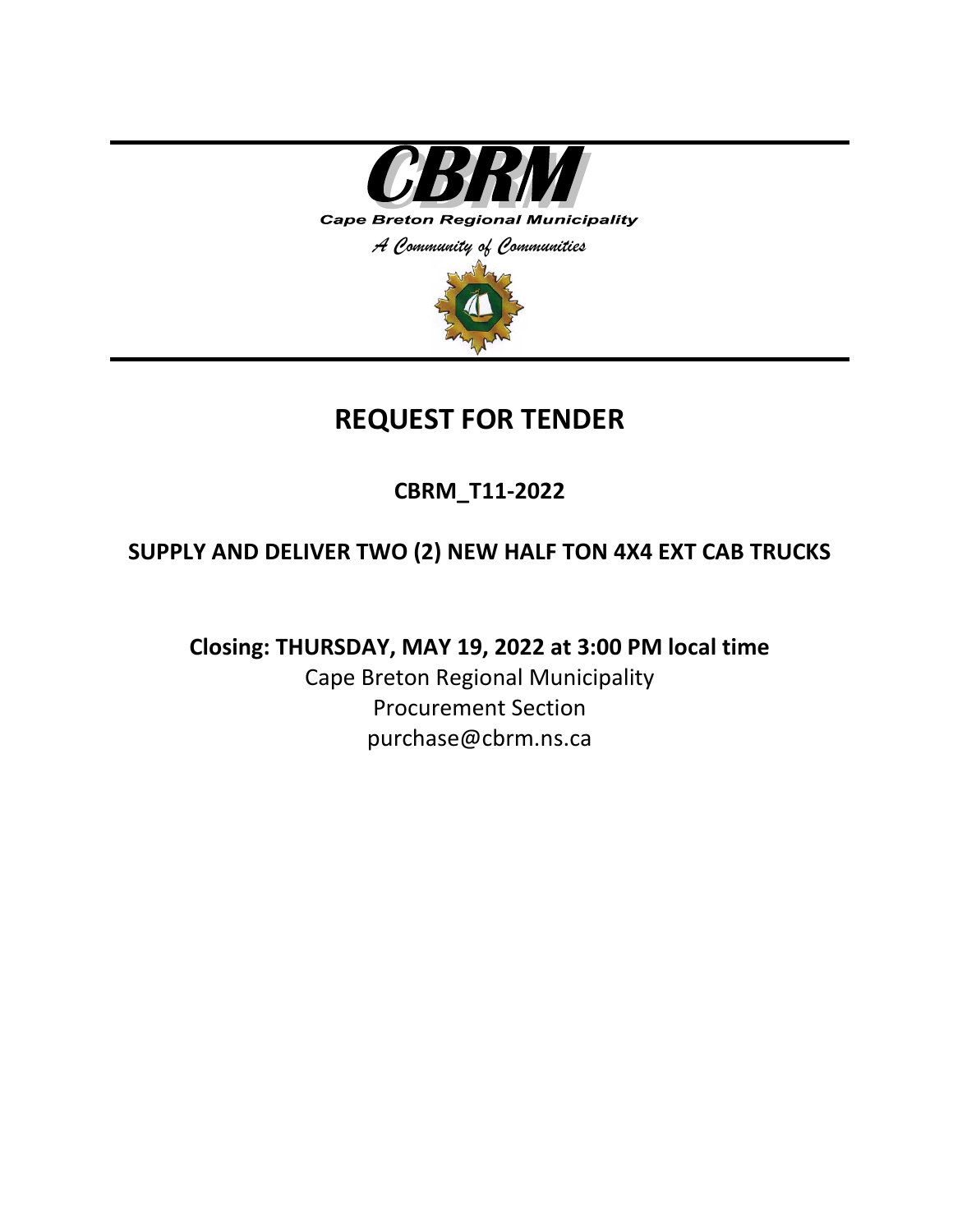**CBRM**

*Cape Breton Regional Municipality*

*A Community of Communities*

# REQUEST FOR TENDER

## CBRM_T11-2022

## SUPPLY AND DELIVER TWO (2) NEW HALF TON 4X4 EXT CAB TRUCKS

**Closing: THURSDAY, MAY 19, 2022 at 3:00 PM local time**

Cape Breton Regional Municipality

Procurement Section

purchase@cbrm.ns.ca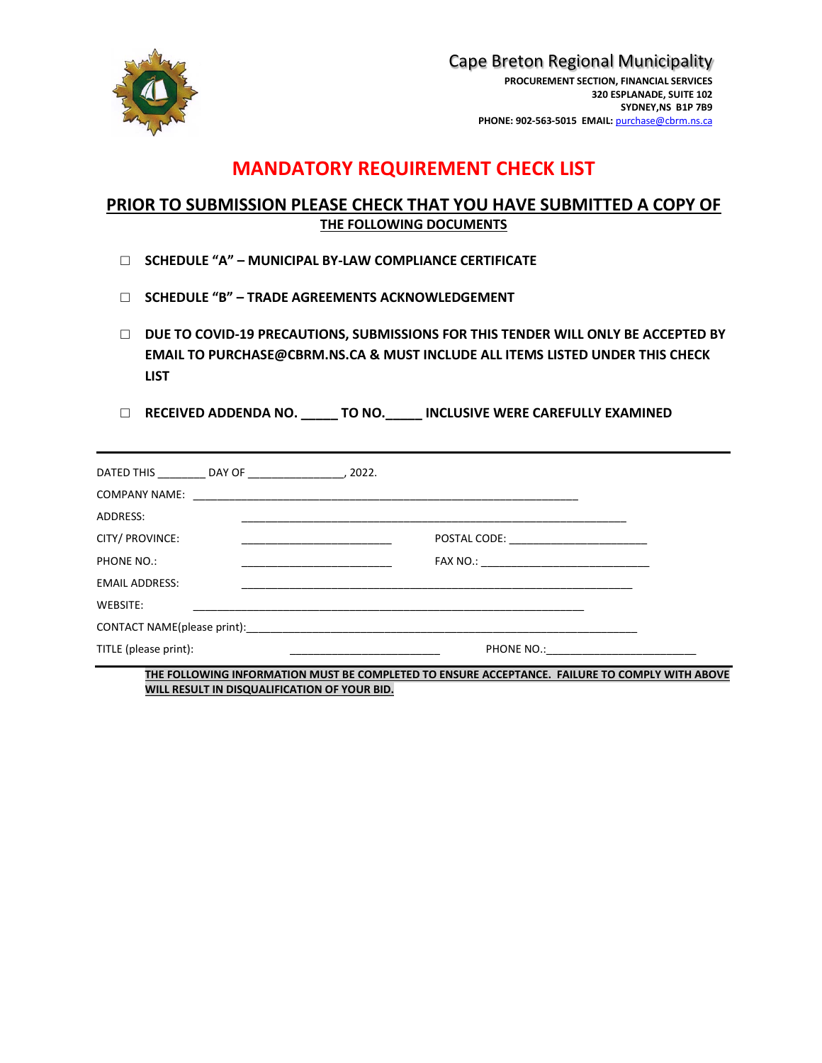Cape Breton Regional Municipality

**PROCUREMENT SECTION, FINANCIAL SERVICES**
**320 ESPLANADE, SUITE 102**
**SYDNEY,NS B1P 7B9**
**PHONE: 902-563-5015 EMAIL:** purchase@cbrm.ns.ca

# MANDATORY REQUIREMENT CHECK LIST

## PRIOR TO SUBMISSION PLEASE CHECK THAT YOU HAVE SUBMITTED A COPY OF THE FOLLOWING DOCUMENTS

- ☐ **SCHEDULE "A" – MUNICIPAL BY-LAW COMPLIANCE CERTIFICATE**
- ☐ **SCHEDULE "B" – TRADE AGREEMENTS ACKNOWLEDGEMENT**
- ☐ **DUE TO COVID-19 PRECAUTIONS, SUBMISSIONS FOR THIS TENDER WILL ONLY BE ACCEPTED BY EMAIL TO PURCHASE@CBRM.NS.CA & MUST INCLUDE ALL ITEMS LISTED UNDER THIS CHECK LIST**
- ☐ **RECEIVED ADDENDA NO. _____ TO NO._____ INCLUSIVE WERE CAREFULLY EXAMINED**

---

DATED THIS ________ DAY OF ________________, 2022.

COMPANY NAME: ______________________________________________________________

ADDRESS: ______________________________________________________________

CITY/ PROVINCE: _________________________ POSTAL CODE: _______________________

PHONE NO.: _________________________ FAX NO.: ____________________________

EMAIL ADDRESS: ______________________________________________________________

WEBSITE: ______________________________________________________________

CONTACT NAME(please print):______________________________________________________________

TITLE (please print): _________________________ PHONE NO.:_________________________

---

**THE FOLLOWING INFORMATION MUST BE COMPLETED TO ENSURE ACCEPTANCE. FAILURE TO COMPLY WITH ABOVE WILL RESULT IN DISQUALIFICATION OF YOUR BID.**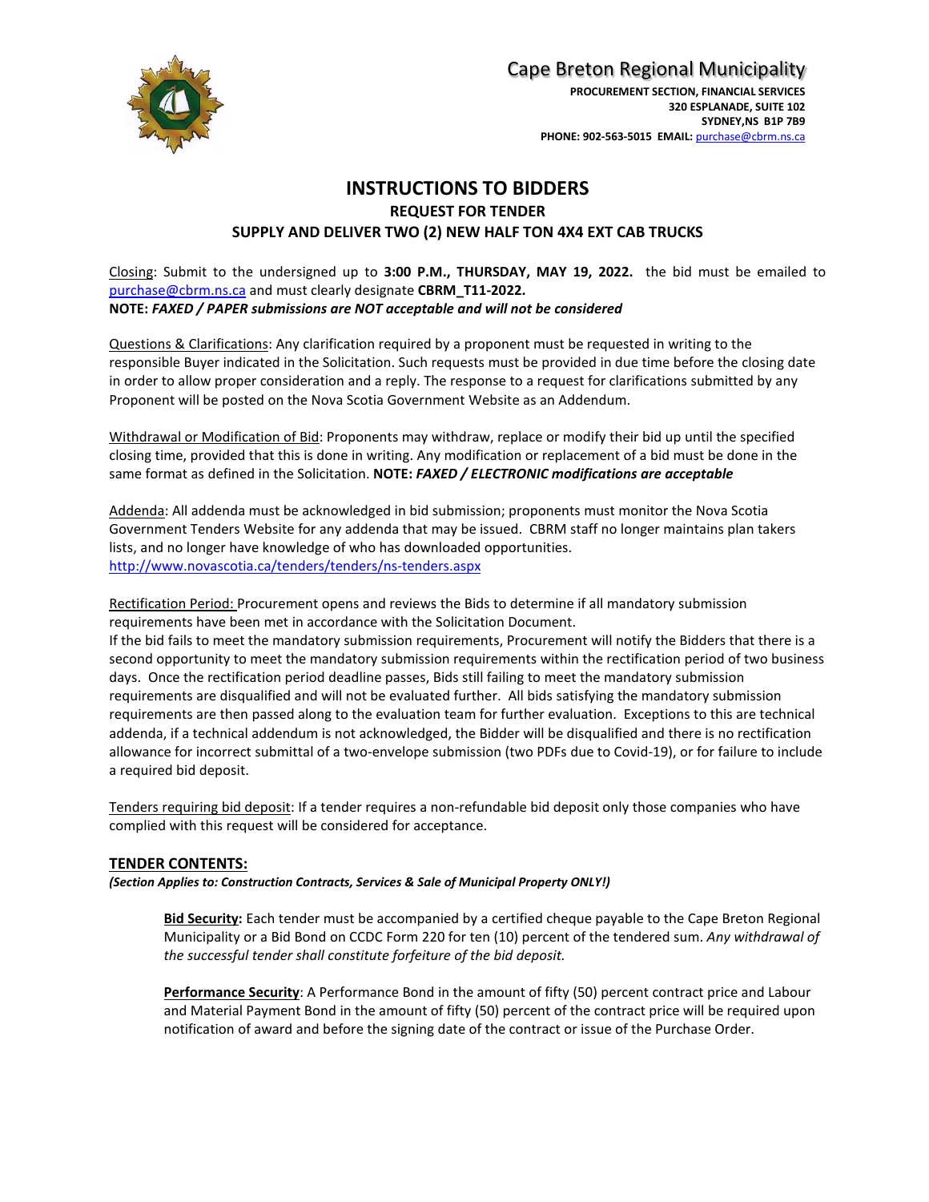Cape Breton Regional Municipality

**PROCUREMENT SECTION, FINANCIAL SERVICES**
**320 ESPLANADE, SUITE 102**
**SYDNEY,NS B1P 7B9**
**PHONE: 902-563-5015 EMAIL:** purchase@cbrm.ns.ca

# INSTRUCTIONS TO BIDDERS

## REQUEST FOR TENDER

## SUPPLY AND DELIVER TWO (2) NEW HALF TON 4X4 EXT CAB TRUCKS

Closing: Submit to the undersigned up to **3:00 P.M., THURSDAY, MAY 19, 2022.** the bid must be emailed to purchase@cbrm.ns.ca and must clearly designate **CBRM_T11-2022.**
**NOTE:** ***FAXED / PAPER submissions are NOT acceptable and will not be considered***

Questions & Clarifications: Any clarification required by a proponent must be requested in writing to the responsible Buyer indicated in the Solicitation. Such requests must be provided in due time before the closing date in order to allow proper consideration and a reply. The response to a request for clarifications submitted by any Proponent will be posted on the Nova Scotia Government Website as an Addendum.

Withdrawal or Modification of Bid: Proponents may withdraw, replace or modify their bid up until the specified closing time, provided that this is done in writing. Any modification or replacement of a bid must be done in the same format as defined in the Solicitation. **NOTE:** ***FAXED / ELECTRONIC modifications are acceptable***

Addenda: All addenda must be acknowledged in bid submission; proponents must monitor the Nova Scotia Government Tenders Website for any addenda that may be issued. CBRM staff no longer maintains plan takers lists, and no longer have knowledge of who has downloaded opportunities.
http://www.novascotia.ca/tenders/tenders/ns-tenders.aspx

Rectification Period: Procurement opens and reviews the Bids to determine if all mandatory submission requirements have been met in accordance with the Solicitation Document.
If the bid fails to meet the mandatory submission requirements, Procurement will notify the Bidders that there is a second opportunity to meet the mandatory submission requirements within the rectification period of two business days. Once the rectification period deadline passes, Bids still failing to meet the mandatory submission requirements are disqualified and will not be evaluated further. All bids satisfying the mandatory submission requirements are then passed along to the evaluation team for further evaluation. Exceptions to this are technical addenda, if a technical addendum is not acknowledged, the Bidder will be disqualified and there is no rectification allowance for incorrect submittal of a two-envelope submission (two PDFs due to Covid-19), or for failure to include a required bid deposit.

Tenders requiring bid deposit: If a tender requires a non-refundable bid deposit only those companies who have complied with this request will be considered for acceptance.

### TENDER CONTENTS:

***(Section Applies to: Construction Contracts, Services & Sale of Municipal Property ONLY!)***

**Bid Security:** Each tender must be accompanied by a certified cheque payable to the Cape Breton Regional Municipality or a Bid Bond on CCDC Form 220 for ten (10) percent of the tendered sum. *Any withdrawal of the successful tender shall constitute forfeiture of the bid deposit.*

**Performance Security**: A Performance Bond in the amount of fifty (50) percent contract price and Labour and Material Payment Bond in the amount of fifty (50) percent of the contract price will be required upon notification of award and before the signing date of the contract or issue of the Purchase Order.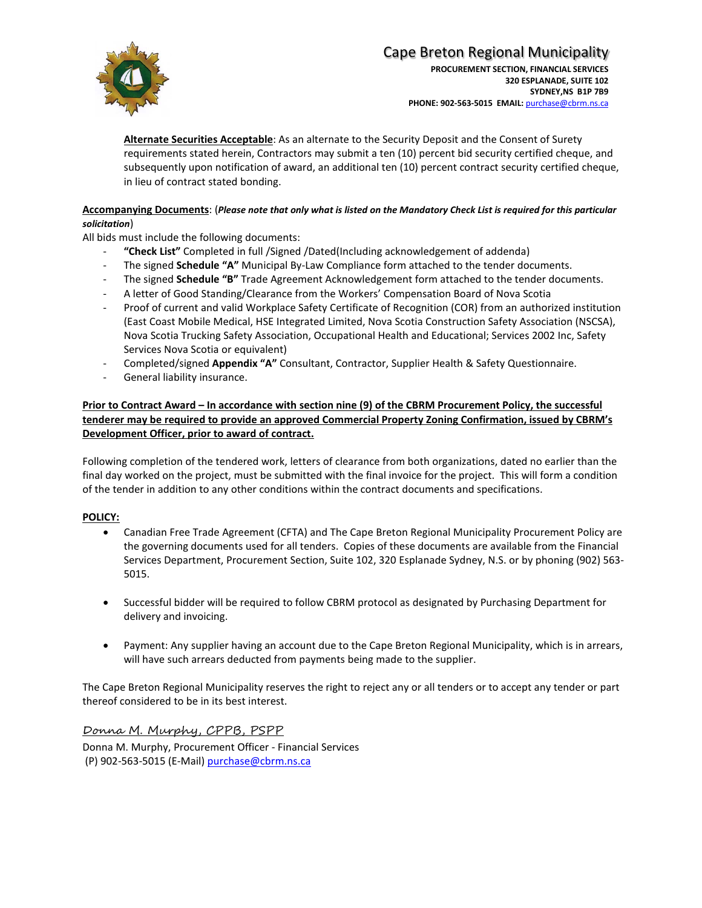**Alternate Securities Acceptable**: As an alternate to the Security Deposit and the Consent of Surety requirements stated herein, Contractors may submit a ten (10) percent bid security certified cheque, and subsequently upon notification of award, an additional ten (10) percent contract security certified cheque, in lieu of contract stated bonding.

**Accompanying Documents**: (***Please note that only what is listed on the Mandatory Check List is required for this particular solicitation***)

All bids must include the following documents:

- **"Check List"** Completed in full /Signed /Dated(Including acknowledgement of addenda)
- The signed **Schedule "A"** Municipal By-Law Compliance form attached to the tender documents.
- The signed **Schedule "B"** Trade Agreement Acknowledgement form attached to the tender documents.
- A letter of Good Standing/Clearance from the Workers' Compensation Board of Nova Scotia
- Proof of current and valid Workplace Safety Certificate of Recognition (COR) from an authorized institution (East Coast Mobile Medical, HSE Integrated Limited, Nova Scotia Construction Safety Association (NSCSA), Nova Scotia Trucking Safety Association, Occupational Health and Educational; Services 2002 Inc, Safety Services Nova Scotia or equivalent)
- Completed/signed **Appendix "A"** Consultant, Contractor, Supplier Health & Safety Questionnaire.
- General liability insurance.

**Prior to Contract Award – In accordance with section nine (9) of the CBRM Procurement Policy, the successful tenderer may be required to provide an approved Commercial Property Zoning Confirmation, issued by CBRM's Development Officer, prior to award of contract.**

Following completion of the tendered work, letters of clearance from both organizations, dated no earlier than the final day worked on the project, must be submitted with the final invoice for the project. This will form a condition of the tender in addition to any other conditions within the contract documents and specifications.

**POLICY:**

- Canadian Free Trade Agreement (CFTA) and The Cape Breton Regional Municipality Procurement Policy are the governing documents used for all tenders. Copies of these documents are available from the Financial Services Department, Procurement Section, Suite 102, 320 Esplanade Sydney, N.S. or by phoning (902) 563-5015.
- Successful bidder will be required to follow CBRM protocol as designated by Purchasing Department for delivery and invoicing.
- Payment: Any supplier having an account due to the Cape Breton Regional Municipality, which is in arrears, will have such arrears deducted from payments being made to the supplier.

The Cape Breton Regional Municipality reserves the right to reject any or all tenders or to accept any tender or part thereof considered to be in its best interest.

*Donna M. Murphy, CPPB, PSPP*

Donna M. Murphy, Procurement Officer - Financial Services
(P) 902-563-5015 (E-Mail) purchase@cbrm.ns.ca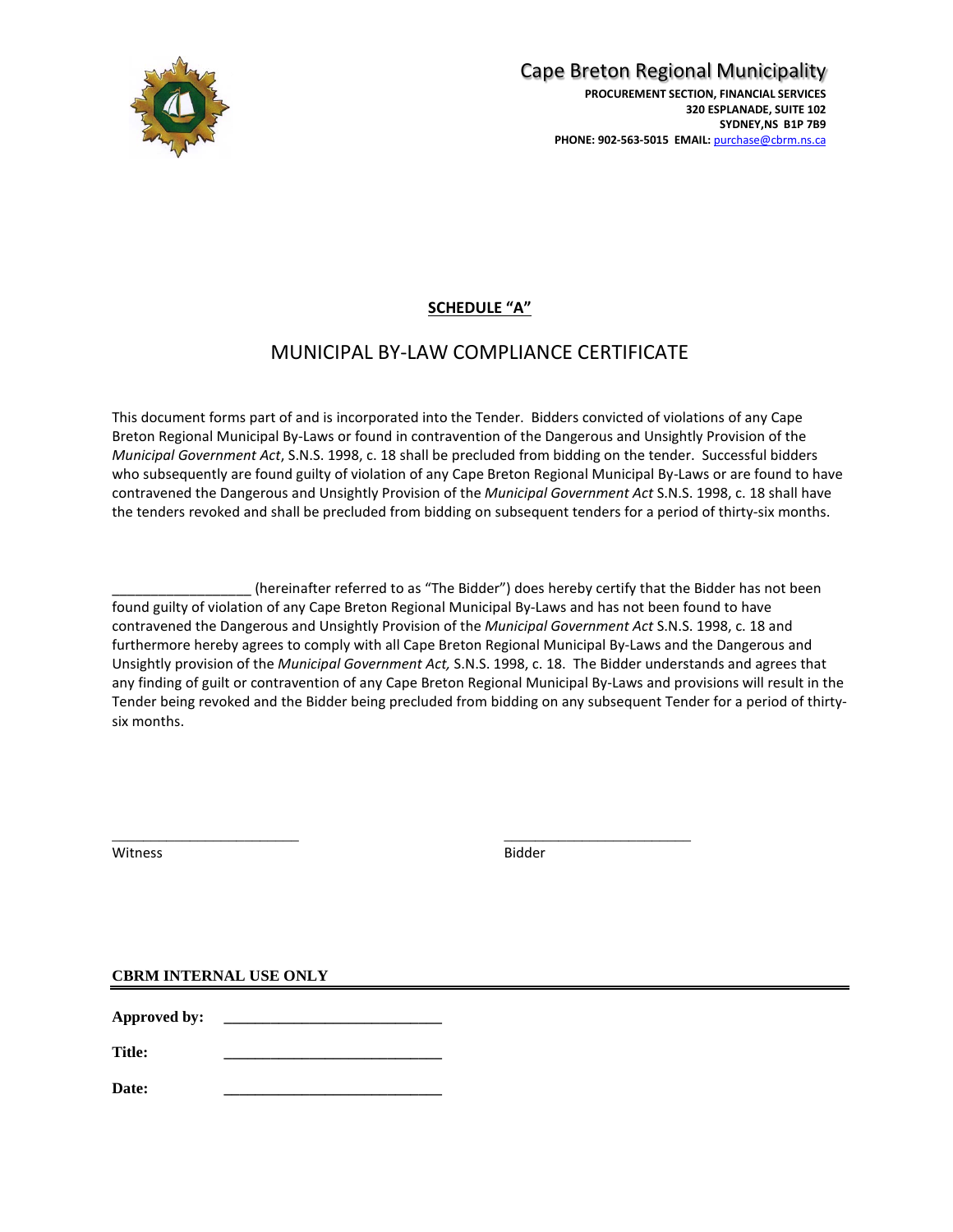Cape Breton Regional Municipality

**PROCUREMENT SECTION, FINANCIAL SERVICES**
**320 ESPLANADE, SUITE 102**
**SYDNEY,NS B1P 7B9**
**PHONE: 902-563-5015 EMAIL:** purchase@cbrm.ns.ca

## SCHEDULE "A"

## MUNICIPAL BY-LAW COMPLIANCE CERTIFICATE

This document forms part of and is incorporated into the Tender. Bidders convicted of violations of any Cape Breton Regional Municipal By-Laws or found in contravention of the Dangerous and Unsightly Provision of the *Municipal Government Act*, S.N.S. 1998, c. 18 shall be precluded from bidding on the tender. Successful bidders who subsequently are found guilty of violation of any Cape Breton Regional Municipal By-Laws or are found to have contravened the Dangerous and Unsightly Provision of the *Municipal Government Act* S.N.S. 1998, c. 18 shall have the tenders revoked and shall be precluded from bidding on subsequent tenders for a period of thirty-six months.

__________________ (hereinafter referred to as "The Bidder") does hereby certify that the Bidder has not been found guilty of violation of any Cape Breton Regional Municipal By-Laws and has not been found to have contravened the Dangerous and Unsightly Provision of the *Municipal Government Act* S.N.S. 1998, c. 18 and furthermore hereby agrees to comply with all Cape Breton Regional Municipal By-Laws and the Dangerous and Unsightly provision of the *Municipal Government Act,* S.N.S. 1998, c. 18. The Bidder understands and agrees that any finding of guilt or contravention of any Cape Breton Regional Municipal By-Laws and provisions will result in the Tender being revoked and the Bidder being precluded from bidding on any subsequent Tender for a period of thirty-six months.

_________________________ &nbsp;&nbsp;&nbsp;&nbsp;&nbsp;&nbsp;&nbsp;&nbsp; _________________________
Witness &nbsp;&nbsp;&nbsp;&nbsp;&nbsp;&nbsp;&nbsp;&nbsp;&nbsp;&nbsp;&nbsp;&nbsp;&nbsp;&nbsp;&nbsp;&nbsp;&nbsp;&nbsp;&nbsp;&nbsp;&nbsp;&nbsp;&nbsp;&nbsp;&nbsp;&nbsp;&nbsp;&nbsp; Bidder

**CBRM INTERNAL USE ONLY**

**Approved by:** ____________________________

**Title:** ____________________________

**Date:** ____________________________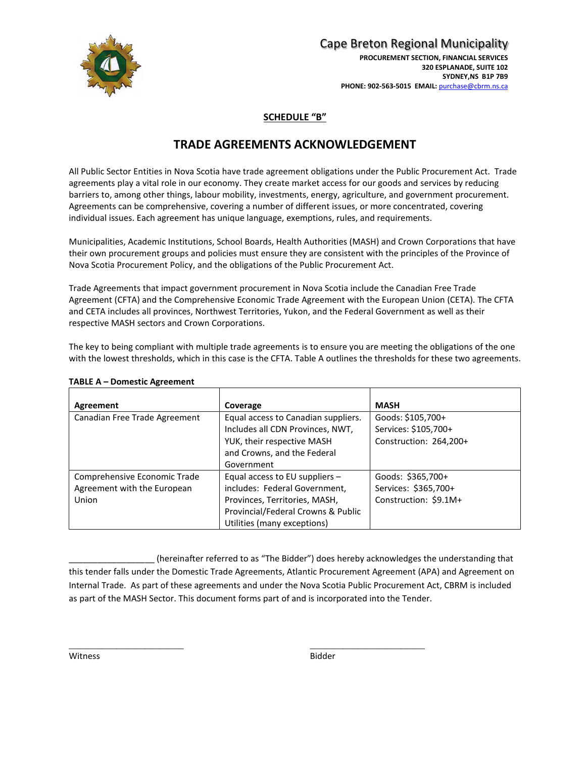Cape Breton Regional Municipality

**PROCUREMENT SECTION, FINANCIAL SERVICES**
**320 ESPLANADE, SUITE 102**
**SYDNEY,NS B1P 7B9**
**PHONE: 902-563-5015 EMAIL:** purchase@cbrm.ns.ca

## SCHEDULE "B"

# TRADE AGREEMENTS ACKNOWLEDGEMENT

All Public Sector Entities in Nova Scotia have trade agreement obligations under the Public Procurement Act. Trade agreements play a vital role in our economy. They create market access for our goods and services by reducing barriers to, among other things, labour mobility, investments, energy, agriculture, and government procurement. Agreements can be comprehensive, covering a number of different issues, or more concentrated, covering individual issues. Each agreement has unique language, exemptions, rules, and requirements.

Municipalities, Academic Institutions, School Boards, Health Authorities (MASH) and Crown Corporations that have their own procurement groups and policies must ensure they are consistent with the principles of the Province of Nova Scotia Procurement Policy, and the obligations of the Public Procurement Act.

Trade Agreements that impact government procurement in Nova Scotia include the Canadian Free Trade Agreement (CFTA) and the Comprehensive Economic Trade Agreement with the European Union (CETA). The CFTA and CETA includes all provinces, Northwest Territories, Yukon, and the Federal Government as well as their respective MASH sectors and Crown Corporations.

The key to being compliant with multiple trade agreements is to ensure you are meeting the obligations of the one with the lowest thresholds, which in this case is the CFTA. Table A outlines the thresholds for these two agreements.

**TABLE A – Domestic Agreement**

| **Agreement** | **Coverage** | **MASH** |
|---|---|---|
| Canadian Free Trade Agreement | Equal access to Canadian suppliers. Includes all CDN Provinces, NWT, YUK, their respective MASH and Crowns, and the Federal Government | Goods: $105,700+<br>Services: $105,700+<br>Construction: 264,200+ |
| Comprehensive Economic Trade Agreement with the European Union | Equal access to EU suppliers – includes: Federal Government, Provinces, Territories, MASH, Provincial/Federal Crowns & Public Utilities (many exceptions) | Goods: $365,700+<br>Services: $365,700+<br>Construction: $9.1M+ |

__________________ (hereinafter referred to as "The Bidder") does hereby acknowledges the understanding that this tender falls under the Domestic Trade Agreements, Atlantic Procurement Agreement (APA) and Agreement on Internal Trade. As part of these agreements and under the Nova Scotia Public Procurement Act, CBRM is included as part of the MASH Sector. This document forms part of and is incorporated into the Tender.

_________________________ _________________________
Witness Bidder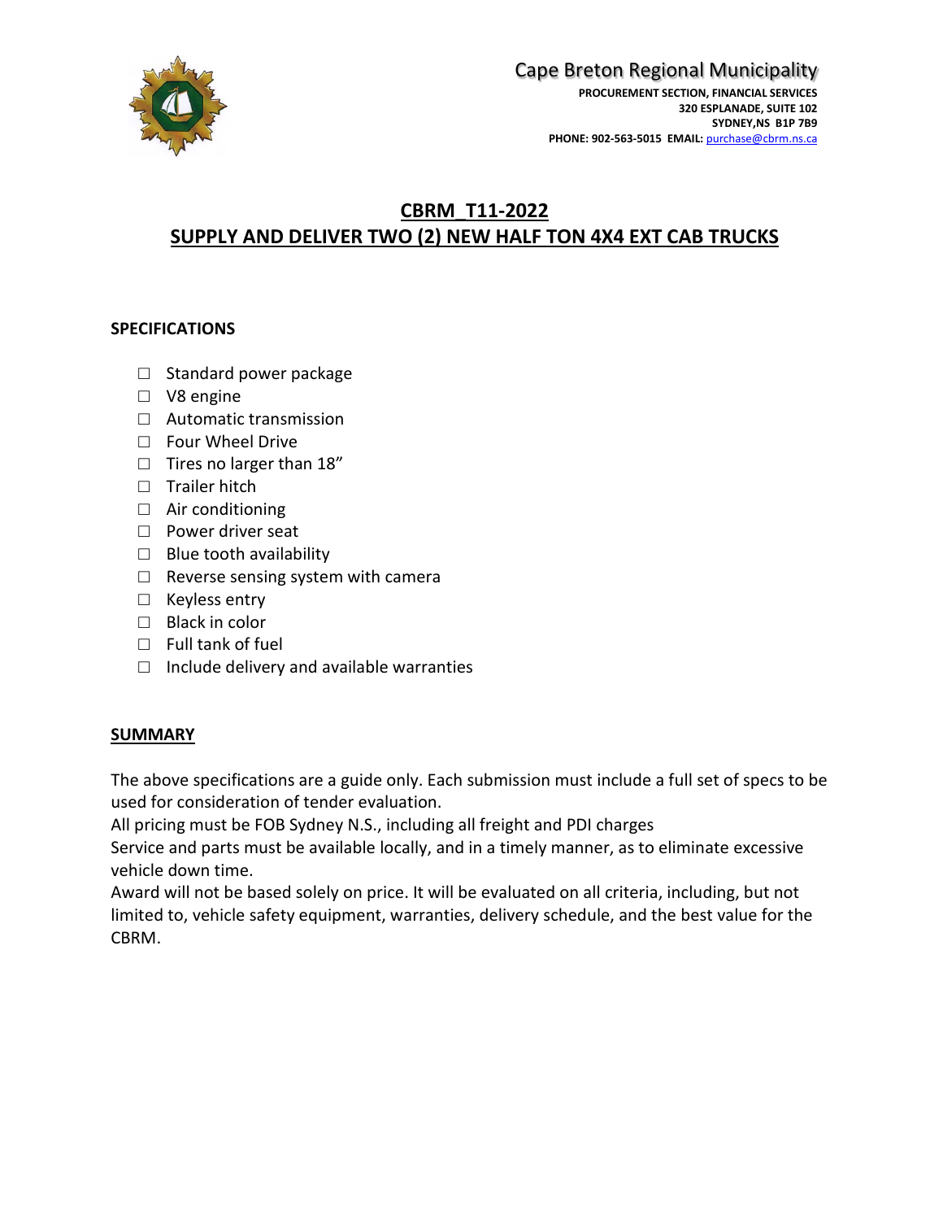Cape Breton Regional Municipality

**PROCUREMENT SECTION, FINANCIAL SERVICES**
**320 ESPLANADE, SUITE 102**
**SYDNEY,NS B1P 7B9**
**PHONE: 902-563-5015 EMAIL:** purchase@cbrm.ns.ca

# CBRM_T11-2022
# SUPPLY AND DELIVER TWO (2) NEW HALF TON 4X4 EXT CAB TRUCKS

**SPECIFICATIONS**

- ☐ Standard power package
- ☐ V8 engine
- ☐ Automatic transmission
- ☐ Four Wheel Drive
- ☐ Tires no larger than 18"
- ☐ Trailer hitch
- ☐ Air conditioning
- ☐ Power driver seat
- ☐ Blue tooth availability
- ☐ Reverse sensing system with camera
- ☐ Keyless entry
- ☐ Black in color
- ☐ Full tank of fuel
- ☐ Include delivery and available warranties

**SUMMARY**

The above specifications are a guide only. Each submission must include a full set of specs to be used for consideration of tender evaluation.
All pricing must be FOB Sydney N.S., including all freight and PDI charges
Service and parts must be available locally, and in a timely manner, as to eliminate excessive vehicle down time.
Award will not be based solely on price. It will be evaluated on all criteria, including, but not limited to, vehicle safety equipment, warranties, delivery schedule, and the best value for the CBRM.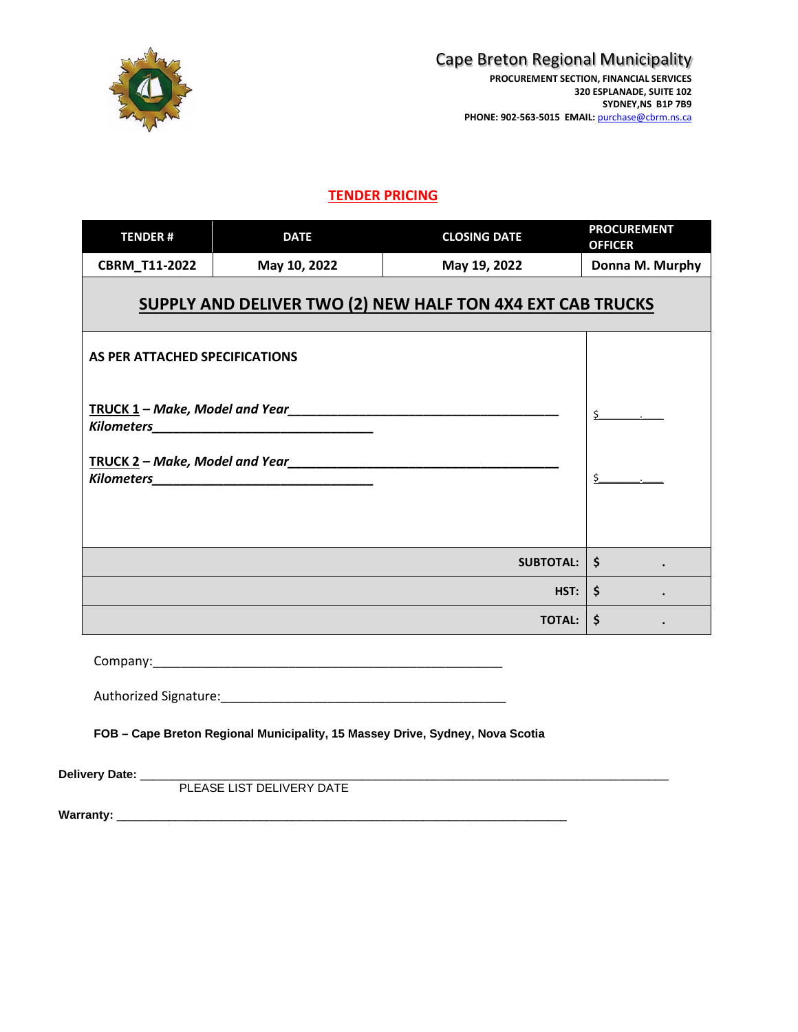Cape Breton Regional Municipality

**PROCUREMENT SECTION, FINANCIAL SERVICES**
**320 ESPLANADE, SUITE 102**
**SYDNEY,NS B1P 7B9**
**PHONE: 902-563-5015 EMAIL:** purchase@cbrm.ns.ca

## TENDER PRICING

| TENDER # | DATE | CLOSING DATE | PROCUREMENT OFFICER |
|---|---|---|---|
| CBRM_T11-2022 | May 10, 2022 | May 19, 2022 | Donna M. Murphy |

## SUPPLY AND DELIVER TWO (2) NEW HALF TON 4X4 EXT CAB TRUCKS

| | |
|---|---|
| **AS PER ATTACHED SPECIFICATIONS** | |
| **TRUCK 1** – ***Make, Model and Year***_______________________________________ ***Kilometers***_______________________________ | $_______.____ |
| **TRUCK 2** – ***Make, Model and Year***_______________________________________ ***Kilometers***_______________________________ | $_______.____ |
| **SUBTOTAL:** | **$ .** |
| **HST:** | **$ .** |
| **TOTAL:** | **$ .** |

Company:___________________________________________________

Authorized Signature:_________________________________________

**FOB – Cape Breton Regional Municipality, 15 Massey Drive, Sydney, Nova Scotia**

**Delivery Date:** ___________________________________________________________________________
PLEASE LIST DELIVERY DATE

**Warranty:** _________________________________________________________________